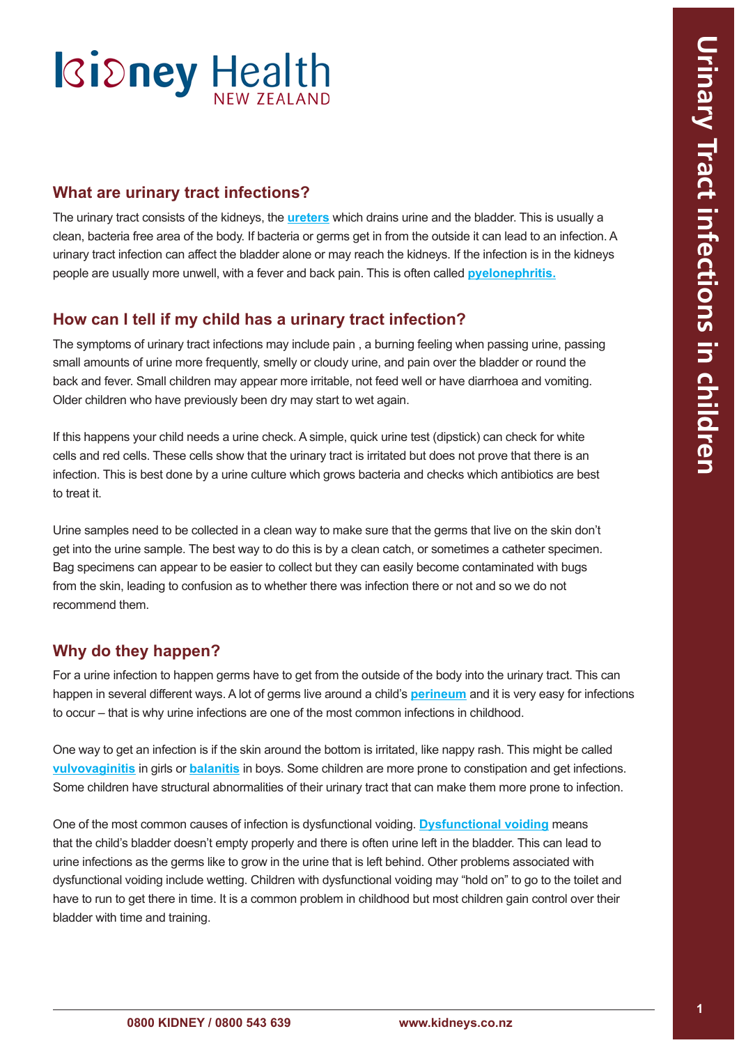# Kidney Health NEW ZEALAND

# Urinary Tract infections in children

## What are urinary tract infections?

The urinary tract consists of the kidneys, the **ureters** which drains urine and the bladder. This is usually a clean, bacteria free area of the body. If bacteria or germs get in from the outside it can lead to an infection. A urinary tract infection can affect the bladder alone or may reach the kidneys. If the infection is in the kidneys people are usually more unwell, with a fever and back pain. This is often called **pyelonephritis.**

## How can I tell if my child has a urinary tract infection?

The symptoms of urinary tract infections may include pain , a burning feeling when passing urine, passing small amounts of urine more frequently, smelly or cloudy urine, and pain over the bladder or round the back and fever. Small children may appear more irritable, not feed well or have diarrhoea and vomiting. Older children who have previously been dry may start to wet again.

If this happens your child needs a urine check. A simple, quick urine test (dipstick) can check for white cells and red cells. These cells show that the urinary tract is irritated but does not prove that there is an infection. This is best done by a urine culture which grows bacteria and checks which antibiotics are best to treat it.

Urine samples need to be collected in a clean way to make sure that the germs that live on the skin don't get into the urine sample. The best way to do this is by a clean catch, or sometimes a catheter specimen. Bag specimens can appear to be easier to collect but they can easily become contaminated with bugs from the skin, leading to confusion as to whether there was infection there or not and so we do not recommend them.

## Why do they happen?

For a urine infection to happen germs have to get from the outside of the body into the urinary tract. This can happen in several different ways. A lot of germs live around a child's **perineum** and it is very easy for infections to occur – that is why urine infections are one of the most common infections in childhood.

One way to get an infection is if the skin around the bottom is irritated, like nappy rash. This might be called **vulvovaginitis** in girls or **balanitis** in boys. Some children are more prone to constipation and get infections. Some children have structural abnormalities of their urinary tract that can make them more prone to infection.

One of the most common causes of infection is dysfunctional voiding. **Dysfunctional voiding** means that the child's bladder doesn't empty properly and there is often urine left in the bladder. This can lead to urine infections as the germs like to grow in the urine that is left behind. Other problems associated with dysfunctional voiding include wetting. Children with dysfunctional voiding may "hold on" to go to the toilet and have to run to get there in time. It is a common problem in childhood but most children gain control over their bladder with time and training.

**0800 KIDNEY / 0800 543 639** **www.kidneys.co.nz**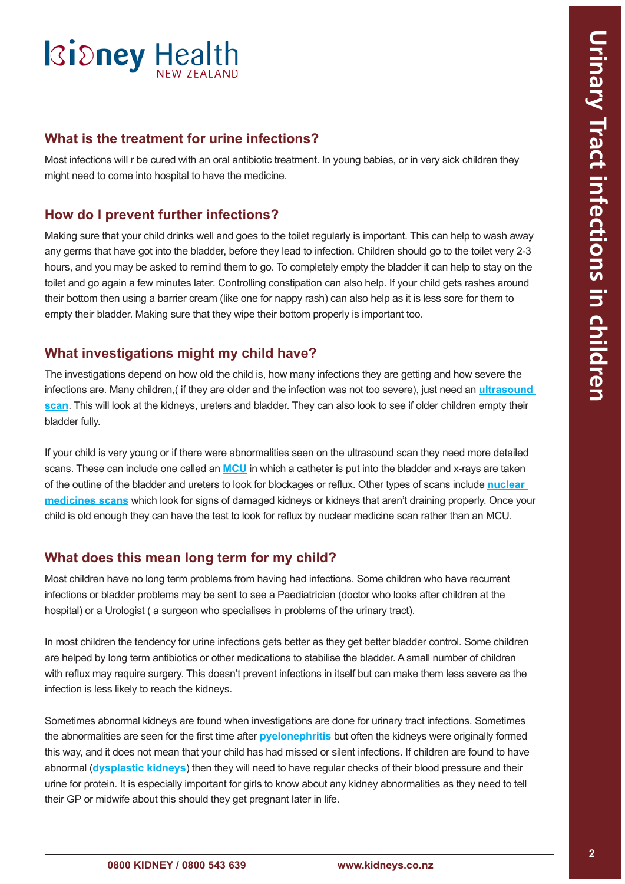## What is the treatment for urine infections?

Most infections will r be cured with an oral antibiotic treatment. In young babies, or in very sick children they might need to come into hospital to have the medicine.

## How do I prevent further infections?

Making sure that your child drinks well and goes to the toilet regularly is important. This can help to wash away any germs that have got into the bladder, before they lead to infection. Children should go to the toilet very 2-3 hours, and you may be asked to remind them to go. To completely empty the bladder it can help to stay on the toilet and go again a few minutes later. Controlling constipation can also help. If your child gets rashes around their bottom then using a barrier cream (like one for nappy rash) can also help as it is less sore for them to empty their bladder. Making sure that they wipe their bottom properly is important too.

## What investigations might my child have?

The investigations depend on how old the child is, how many infections they are getting and how severe the infections are. Many children,( if they are older and the infection was not too severe), just need an **ultrasound scan**. This will look at the kidneys, ureters and bladder. They can also look to see if older children empty their bladder fully.

If your child is very young or if there were abnormalities seen on the ultrasound scan they need more detailed scans. These can include one called an **MCU** in which a catheter is put into the bladder and x-rays are taken of the outline of the bladder and ureters to look for blockages or reflux. Other types of scans include **nuclear medicines scans** which look for signs of damaged kidneys or kidneys that aren't draining properly. Once your child is old enough they can have the test to look for reflux by nuclear medicine scan rather than an MCU.

## What does this mean long term for my child?

Most children have no long term problems from having had infections. Some children who have recurrent infections or bladder problems may be sent to see a Paediatrician (doctor who looks after children at the hospital) or a Urologist ( a surgeon who specialises in problems of the urinary tract).

In most children the tendency for urine infections gets better as they get better bladder control. Some children are helped by long term antibiotics or other medications to stabilise the bladder. A small number of children with reflux may require surgery. This doesn't prevent infections in itself but can make them less severe as the infection is less likely to reach the kidneys.

Sometimes abnormal kidneys are found when investigations are done for urinary tract infections. Sometimes the abnormalities are seen for the first time after **pyelonephritis** but often the kidneys were originally formed this way, and it does not mean that your child has had missed or silent infections. If children are found to have abnormal (**dysplastic kidneys**) then they will need to have regular checks of their blood pressure and their urine for protein. It is especially important for girls to know about any kidney abnormalities as they need to tell their GP or midwife about this should they get pregnant later in life.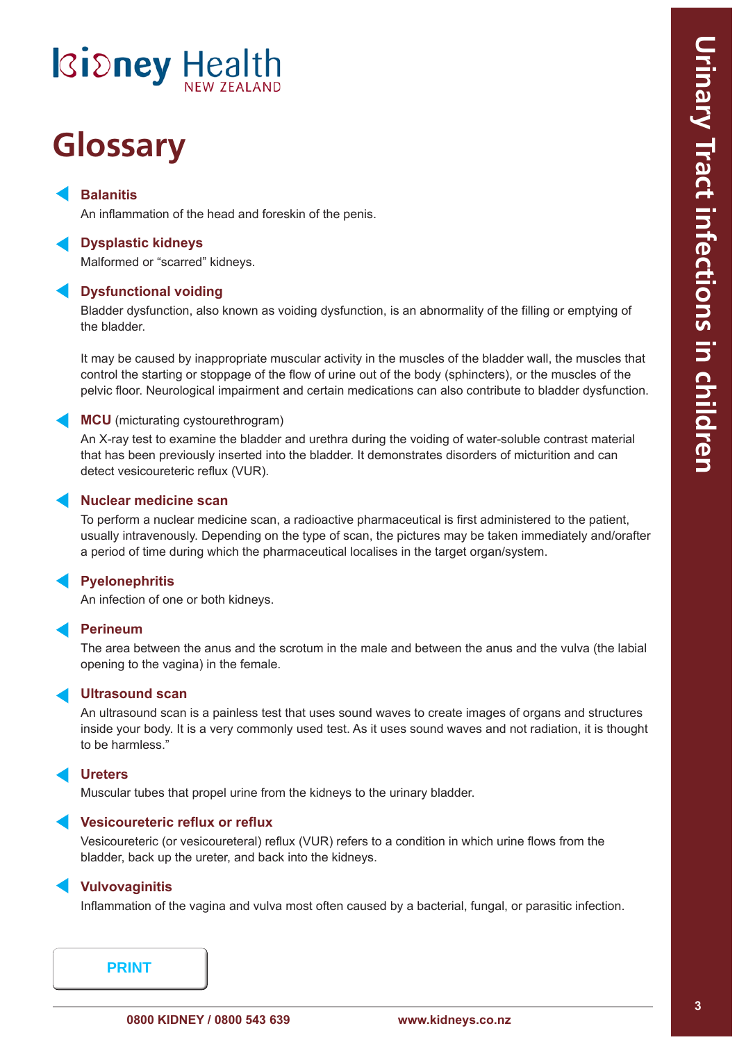Kidney Health NEW ZEALAND

# Glossary

### Balanitis

An inflammation of the head and foreskin of the penis.

### Dysplastic kidneys

Malformed or "scarred" kidneys.

### Dysfunctional voiding

Bladder dysfunction, also known as voiding dysfunction, is an abnormality of the filling or emptying of the bladder.

It may be caused by inappropriate muscular activity in the muscles of the bladder wall, the muscles that control the starting or stoppage of the flow of urine out of the body (sphincters), or the muscles of the pelvic floor. Neurological impairment and certain medications can also contribute to bladder dysfunction.

### MCU (micturating cystourethrogram)

An X-ray test to examine the bladder and urethra during the voiding of water-soluble contrast material that has been previously inserted into the bladder. It demonstrates disorders of micturition and can detect vesicoureteric reflux (VUR).

### Nuclear medicine scan

To perform a nuclear medicine scan, a radioactive pharmaceutical is first administered to the patient, usually intravenously. Depending on the type of scan, the pictures may be taken immediately and/orafter a period of time during which the pharmaceutical localises in the target organ/system.

### Pyelonephritis

An infection of one or both kidneys.

### Perineum

The area between the anus and the scrotum in the male and between the anus and the vulva (the labial opening to the vagina) in the female.

### Ultrasound scan

An ultrasound scan is a painless test that uses sound waves to create images of organs and structures inside your body. It is a very commonly used test. As it uses sound waves and not radiation, it is thought to be harmless."

### Ureters

Muscular tubes that propel urine from the kidneys to the urinary bladder.

### Vesicoureteric reflux or reflux

Vesicoureteric (or vesicoureteral) reflux (VUR) refers to a condition in which urine flows from the bladder, back up the ureter, and back into the kidneys.

### Vulvovaginitis

Inflammation of the vagina and vulva most often caused by a bacterial, fungal, or parasitic infection.

PRINT

0800 KIDNEY / 0800 543 639 www.kidneys.co.nz